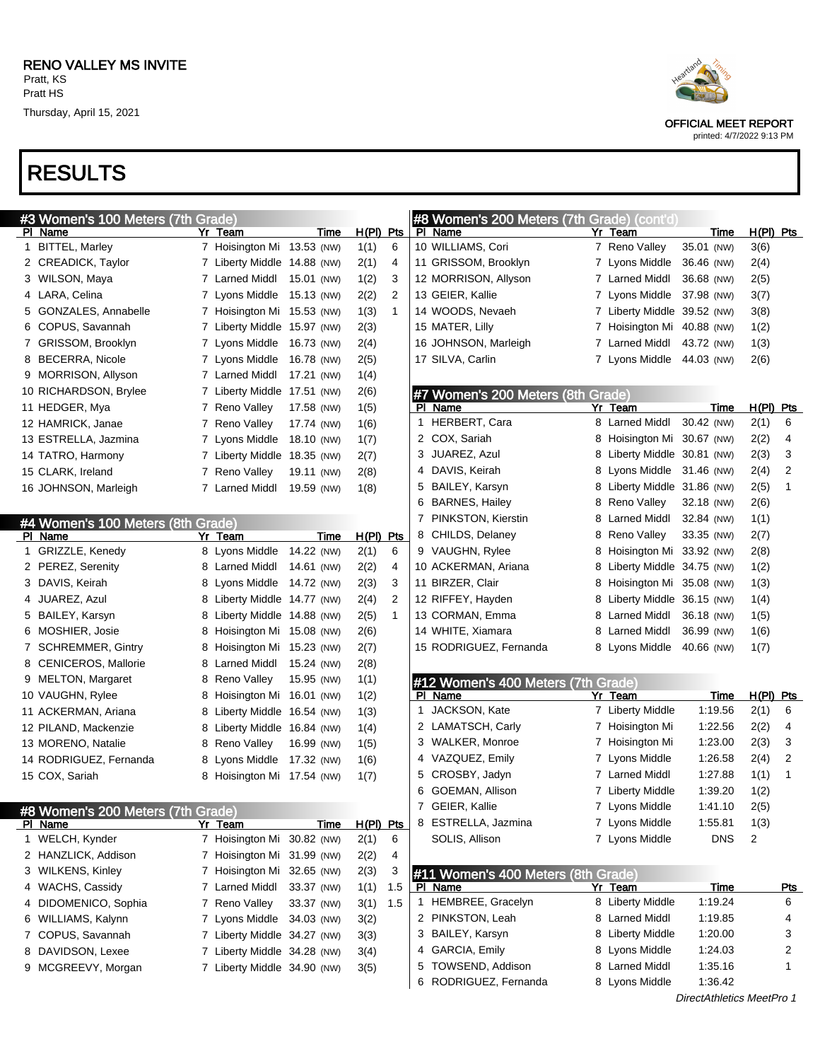RENO VALLEY MS INVITE
Pratt, KS
Pratt HS
Thursday, April 15, 2021

OFFICIAL MEET REPORT
printed: 4/7/2022 9:13 PM

# RESULTS

## #3 Women's 100 Meters (7th Grade)

| Pl | Name | Yr | Team | Time | H(Pl) | Pts |
|---|---|---|---|---|---|---|
| 1 | BITTEL, Marley | 7 | Hoisington Mi | 13.53 (NW) | 1(1) | 6 |
| 2 | CREADICK, Taylor | 7 | Liberty Middle | 14.88 (NW) | 2(1) | 4 |
| 3 | WILSON, Maya | 7 | Larned Middl | 15.01 (NW) | 1(2) | 3 |
| 4 | LARA, Celina | 7 | Lyons Middle | 15.13 (NW) | 2(2) | 2 |
| 5 | GONZALES, Annabelle | 7 | Hoisington Mi | 15.53 (NW) | 1(3) | 1 |
| 6 | COPUS, Savannah | 7 | Liberty Middle | 15.97 (NW) | 2(3) | |
| 7 | GRISSOM, Brooklyn | 7 | Lyons Middle | 16.73 (NW) | 2(4) | |
| 8 | BECERRA, Nicole | 7 | Lyons Middle | 16.78 (NW) | 2(5) | |
| 9 | MORRISON, Allyson | 7 | Larned Middl | 17.21 (NW) | 1(4) | |
| 10 | RICHARDSON, Brylee | 7 | Liberty Middle | 17.51 (NW) | 2(6) | |
| 11 | HEDGER, Mya | 7 | Reno Valley | 17.58 (NW) | 1(5) | |
| 12 | HAMRICK, Janae | 7 | Reno Valley | 17.74 (NW) | 1(6) | |
| 13 | ESTRELLA, Jazmina | 7 | Lyons Middle | 18.10 (NW) | 1(7) | |
| 14 | TATRO, Harmony | 7 | Liberty Middle | 18.35 (NW) | 2(7) | |
| 15 | CLARK, Ireland | 7 | Reno Valley | 19.11 (NW) | 2(8) | |
| 16 | JOHNSON, Marleigh | 7 | Larned Middl | 19.59 (NW) | 1(8) | |

## #4 Women's 100 Meters (8th Grade)

| Pl | Name | Yr | Team | Time | H(Pl) | Pts |
|---|---|---|---|---|---|---|
| 1 | GRIZZLE, Kenedy | 8 | Lyons Middle | 14.22 (NW) | 2(1) | 6 |
| 2 | PEREZ, Serenity | 8 | Larned Middl | 14.61 (NW) | 2(2) | 4 |
| 3 | DAVIS, Keirah | 8 | Lyons Middle | 14.72 (NW) | 2(3) | 3 |
| 4 | JUAREZ, Azul | 8 | Liberty Middle | 14.77 (NW) | 2(4) | 2 |
| 5 | BAILEY, Karsyn | 8 | Liberty Middle | 14.88 (NW) | 2(5) | 1 |
| 6 | MOSHIER, Josie | 8 | Hoisington Mi | 15.08 (NW) | 2(6) | |
| 7 | SCHREMMER, Gintry | 8 | Hoisington Mi | 15.23 (NW) | 2(7) | |
| 8 | CENICEROS, Mallorie | 8 | Larned Middl | 15.24 (NW) | 2(8) | |
| 9 | MELTON, Margaret | 8 | Reno Valley | 15.95 (NW) | 1(1) | |
| 10 | VAUGHN, Rylee | 8 | Hoisington Mi | 16.01 (NW) | 1(2) | |
| 11 | ACKERMAN, Ariana | 8 | Liberty Middle | 16.54 (NW) | 1(3) | |
| 12 | PILAND, Mackenzie | 8 | Liberty Middle | 16.84 (NW) | 1(4) | |
| 13 | MORENO, Natalie | 8 | Reno Valley | 16.99 (NW) | 1(5) | |
| 14 | RODRIGUEZ, Fernanda | 8 | Lyons Middle | 17.32 (NW) | 1(6) | |
| 15 | COX, Sariah | 8 | Hoisington Mi | 17.54 (NW) | 1(7) | |

## #8 Women's 200 Meters (7th Grade)

| Pl | Name | Yr | Team | Time | H(Pl) | Pts |
|---|---|---|---|---|---|---|
| 1 | WELCH, Kynder | 7 | Hoisington Mi | 30.82 (NW) | 2(1) | 6 |
| 2 | HANZLICK, Addison | 7 | Hoisington Mi | 31.99 (NW) | 2(2) | 4 |
| 3 | WILKENS, Kinley | 7 | Hoisington Mi | 32.65 (NW) | 2(3) | 3 |
| 4 | WACHS, Cassidy | 7 | Larned Middl | 33.37 (NW) | 1(1) | 1.5 |
| 4 | DIDOMENICO, Sophia | 7 | Reno Valley | 33.37 (NW) | 3(1) | 1.5 |
| 6 | WILLIAMS, Kalynn | 7 | Lyons Middle | 34.03 (NW) | 3(2) | |
| 7 | COPUS, Savannah | 7 | Liberty Middle | 34.27 (NW) | 3(3) | |
| 8 | DAVIDSON, Lexee | 7 | Liberty Middle | 34.28 (NW) | 3(4) | |
| 9 | MCGREEVY, Morgan | 7 | Liberty Middle | 34.90 (NW) | 3(5) | |
| 10 | WILLIAMS, Cori | 7 | Reno Valley | 35.01 (NW) | 3(6) | |
| 11 | GRISSOM, Brooklyn | 7 | Lyons Middle | 36.46 (NW) | 2(4) | |
| 12 | MORRISON, Allyson | 7 | Larned Middl | 36.68 (NW) | 2(5) | |
| 13 | GEIER, Kallie | 7 | Lyons Middle | 37.98 (NW) | 3(7) | |
| 14 | WOODS, Nevaeh | 7 | Liberty Middle | 39.52 (NW) | 3(8) | |
| 15 | MATER, Lilly | 7 | Hoisington Mi | 40.88 (NW) | 1(2) | |
| 16 | JOHNSON, Marleigh | 7 | Larned Middl | 43.72 (NW) | 1(3) | |
| 17 | SILVA, Carlin | 7 | Lyons Middle | 44.03 (NW) | 2(6) | |

## #7 Women's 200 Meters (8th Grade)

| Pl | Name | Yr | Team | Time | H(Pl) | Pts |
|---|---|---|---|---|---|---|
| 1 | HERBERT, Cara | 8 | Larned Middl | 30.42 (NW) | 2(1) | 6 |
| 2 | COX, Sariah | 8 | Hoisington Mi | 30.67 (NW) | 2(2) | 4 |
| 3 | JUAREZ, Azul | 8 | Liberty Middle | 30.81 (NW) | 2(3) | 3 |
| 4 | DAVIS, Keirah | 8 | Lyons Middle | 31.46 (NW) | 2(4) | 2 |
| 5 | BAILEY, Karsyn | 8 | Liberty Middle | 31.86 (NW) | 2(5) | 1 |
| 6 | BARNES, Hailey | 8 | Reno Valley | 32.18 (NW) | 2(6) | |
| 7 | PINKSTON, Kierstin | 8 | Larned Middl | 32.84 (NW) | 1(1) | |
| 8 | CHILDS, Delaney | 8 | Reno Valley | 33.35 (NW) | 2(7) | |
| 9 | VAUGHN, Rylee | 8 | Hoisington Mi | 33.92 (NW) | 2(8) | |
| 10 | ACKERMAN, Ariana | 8 | Liberty Middle | 34.75 (NW) | 1(2) | |
| 11 | BIRZER, Clair | 8 | Hoisington Mi | 35.08 (NW) | 1(3) | |
| 12 | RIFFEY, Hayden | 8 | Liberty Middle | 36.15 (NW) | 1(4) | |
| 13 | CORMAN, Emma | 8 | Larned Middl | 36.18 (NW) | 1(5) | |
| 14 | WHITE, Xiamara | 8 | Larned Middl | 36.99 (NW) | 1(6) | |
| 15 | RODRIGUEZ, Fernanda | 8 | Lyons Middle | 40.66 (NW) | 1(7) | |

## #12 Women's 400 Meters (7th Grade)

| Pl | Name | Yr | Team | Time | H(Pl) | Pts |
|---|---|---|---|---|---|---|
| 1 | JACKSON, Kate | 7 | Liberty Middle | 1:19.56 | 2(1) | 6 |
| 2 | LAMATSCH, Carly | 7 | Hoisington Mi | 1:22.56 | 2(2) | 4 |
| 3 | WALKER, Monroe | 7 | Hoisington Mi | 1:23.00 | 2(3) | 3 |
| 4 | VAZQUEZ, Emily | 7 | Lyons Middle | 1:26.58 | 2(4) | 2 |
| 5 | CROSBY, Jadyn | 7 | Larned Middl | 1:27.88 | 1(1) | 1 |
| 6 | GOEMAN, Allison | 7 | Liberty Middle | 1:39.20 | 1(2) | |
| 7 | GEIER, Kallie | 7 | Lyons Middle | 1:41.10 | 2(5) | |
| 8 | ESTRELLA, Jazmina | 7 | Lyons Middle | 1:55.81 | 1(3) | |
| | SOLIS, Allison | 7 | Lyons Middle | DNS | 2 | |

## #11 Women's 400 Meters (8th Grade)

| Pl | Name | Yr | Team | Time | Pts |
|---|---|---|---|---|---|
| 1 | HEMBREE, Gracelyn | 8 | Liberty Middle | 1:19.24 | 6 |
| 2 | PINKSTON, Leah | 8 | Larned Middl | 1:19.85 | 4 |
| 3 | BAILEY, Karsyn | 8 | Liberty Middle | 1:20.00 | 3 |
| 4 | GARCIA, Emily | 8 | Lyons Middle | 1:24.03 | 2 |
| 5 | TOWSEND, Addison | 8 | Larned Middl | 1:35.16 | 1 |
| 6 | RODRIGUEZ, Fernanda | 8 | Lyons Middle | 1:36.42 | |

*DirectAthletics MeetPro 1*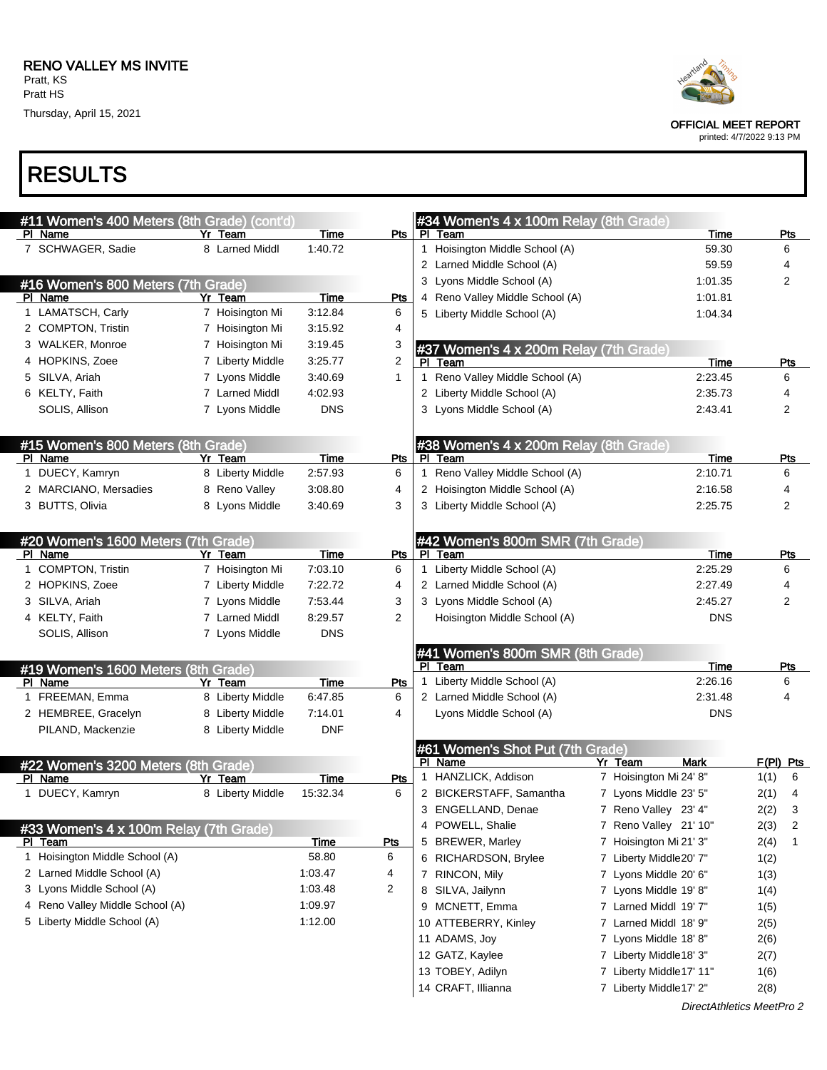RENO VALLEY MS INVITE
Pratt, KS
Pratt HS
Thursday, April 15, 2021

OFFICIAL MEET REPORT
printed: 4/7/2022 9:13 PM

# RESULTS

## #11 Women's 400 Meters (8th Grade) (cont'd)

| Pl | Name | Yr | Team | Time | Pts |
|---|---|---|---|---|---|
| 7 | SCHWAGER, Sadie | 8 | Larned Middl | 1:40.72 | |

## #16 Women's 800 Meters (7th Grade)

| Pl | Name | Yr | Team | Time | Pts |
|---|---|---|---|---|---|
| 1 | LAMATSCH, Carly | 7 | Hoisington Mi | 3:12.84 | 6 |
| 2 | COMPTON, Tristin | 7 | Hoisington Mi | 3:15.92 | 4 |
| 3 | WALKER, Monroe | 7 | Hoisington Mi | 3:19.45 | 3 |
| 4 | HOPKINS, Zoee | 7 | Liberty Middle | 3:25.77 | 2 |
| 5 | SILVA, Ariah | 7 | Lyons Middle | 3:40.69 | 1 |
| 6 | KELTY, Faith | 7 | Larned Middl | 4:02.93 | |
| | SOLIS, Allison | 7 | Lyons Middle | DNS | |

## #15 Women's 800 Meters (8th Grade)

| Pl | Name | Yr | Team | Time | Pts |
|---|---|---|---|---|---|
| 1 | DUECY, Kamryn | 8 | Liberty Middle | 2:57.93 | 6 |
| 2 | MARCIANO, Mersadies | 8 | Reno Valley | 3:08.80 | 4 |
| 3 | BUTTS, Olivia | 8 | Lyons Middle | 3:40.69 | 3 |

## #20 Women's 1600 Meters (7th Grade)

| Pl | Name | Yr | Team | Time | Pts |
|---|---|---|---|---|---|
| 1 | COMPTON, Tristin | 7 | Hoisington Mi | 7:03.10 | 6 |
| 2 | HOPKINS, Zoee | 7 | Liberty Middle | 7:22.72 | 4 |
| 3 | SILVA, Ariah | 7 | Lyons Middle | 7:53.44 | 3 |
| 4 | KELTY, Faith | 7 | Larned Middl | 8:29.57 | 2 |
| | SOLIS, Allison | 7 | Lyons Middle | DNS | |

## #19 Women's 1600 Meters (8th Grade)

| Pl | Name | Yr | Team | Time | Pts |
|---|---|---|---|---|---|
| 1 | FREEMAN, Emma | 8 | Liberty Middle | 6:47.85 | 6 |
| 2 | HEMBREE, Gracelyn | 8 | Liberty Middle | 7:14.01 | 4 |
| | PILAND, Mackenzie | 8 | Liberty Middle | DNF | |

## #22 Women's 3200 Meters (8th Grade)

| Pl | Name | Yr | Team | Time | Pts |
|---|---|---|---|---|---|
| 1 | DUECY, Kamryn | 8 | Liberty Middle | 15:32.34 | 6 |

## #33 Women's 4 x 100m Relay (7th Grade)

| Pl | Team | Time | Pts |
|---|---|---|---|
| 1 | Hoisington Middle School (A) | 58.80 | 6 |
| 2 | Larned Middle School (A) | 1:03.47 | 4 |
| 3 | Lyons Middle School (A) | 1:03.48 | 2 |
| 4 | Reno Valley Middle School (A) | 1:09.97 | |
| 5 | Liberty Middle School (A) | 1:12.00 | |

## #34 Women's 4 x 100m Relay (8th Grade)

| Pl | Team | Time | Pts |
|---|---|---|---|
| 1 | Hoisington Middle School (A) | 59.30 | 6 |
| 2 | Larned Middle School (A) | 59.59 | 4 |
| 3 | Lyons Middle School (A) | 1:01.35 | 2 |
| 4 | Reno Valley Middle School (A) | 1:01.81 | |
| 5 | Liberty Middle School (A) | 1:04.34 | |

## #37 Women's 4 x 200m Relay (7th Grade)

| Pl | Team | Time | Pts |
|---|---|---|---|
| 1 | Reno Valley Middle School (A) | 2:23.45 | 6 |
| 2 | Liberty Middle School (A) | 2:35.73 | 4 |
| 3 | Lyons Middle School (A) | 2:43.41 | 2 |

## #38 Women's 4 x 200m Relay (8th Grade)

| Pl | Team | Time | Pts |
|---|---|---|---|
| 1 | Reno Valley Middle School (A) | 2:10.71 | 6 |
| 2 | Hoisington Middle School (A) | 2:16.58 | 4 |
| 3 | Liberty Middle School (A) | 2:25.75 | 2 |

## #42 Women's 800m SMR (7th Grade)

| Pl | Team | Time | Pts |
|---|---|---|---|
| 1 | Liberty Middle School (A) | 2:25.29 | 6 |
| 2 | Larned Middle School (A) | 2:27.49 | 4 |
| 3 | Lyons Middle School (A) | 2:45.27 | 2 |
| | Hoisington Middle School (A) | DNS | |

## #41 Women's 800m SMR (8th Grade)

| Pl | Team | Time | Pts |
|---|---|---|---|
| 1 | Liberty Middle School (A) | 2:26.16 | 6 |
| 2 | Larned Middle School (A) | 2:31.48 | 4 |
| | Lyons Middle School (A) | DNS | |

## #61 Women's Shot Put (7th Grade)

| Pl | Name | Yr | Team | Mark | F(Pl) | Pts |
|---|---|---|---|---|---|---|
| 1 | HANZLICK, Addison | 7 | Hoisington Mi | 24' 8" | 1(1) | 6 |
| 2 | BICKERSTAFF, Samantha | 7 | Lyons Middle | 23' 5" | 2(1) | 4 |
| 3 | ENGELLAND, Denae | 7 | Reno Valley | 23' 4" | 2(2) | 3 |
| 4 | POWELL, Shalie | 7 | Reno Valley | 21' 10" | 2(3) | 2 |
| 5 | BREWER, Marley | 7 | Hoisington Mi | 21' 3" | 2(4) | 1 |
| 6 | RICHARDSON, Brylee | 7 | Liberty Middle | 20' 7" | 1(2) | |
| 7 | RINCON, Mily | 7 | Lyons Middle | 20' 6" | 1(3) | |
| 8 | SILVA, Jailynn | 7 | Lyons Middle | 19' 8" | 1(4) | |
| 9 | MCNETT, Emma | 7 | Larned Middl | 19' 7" | 1(5) | |
| 10 | ATTEBERRY, Kinley | 7 | Larned Middl | 18' 9" | 2(5) | |
| 11 | ADAMS, Joy | 7 | Lyons Middle | 18' 8" | 2(6) | |
| 12 | GATZ, Kaylee | 7 | Liberty Middle | 18' 3" | 2(7) | |
| 13 | TOBEY, Adilyn | 7 | Liberty Middle | 17' 11" | 1(6) | |
| 14 | CRAFT, Illianna | 7 | Liberty Middle | 17' 2" | 2(8) | |

*DirectAthletics MeetPro 2*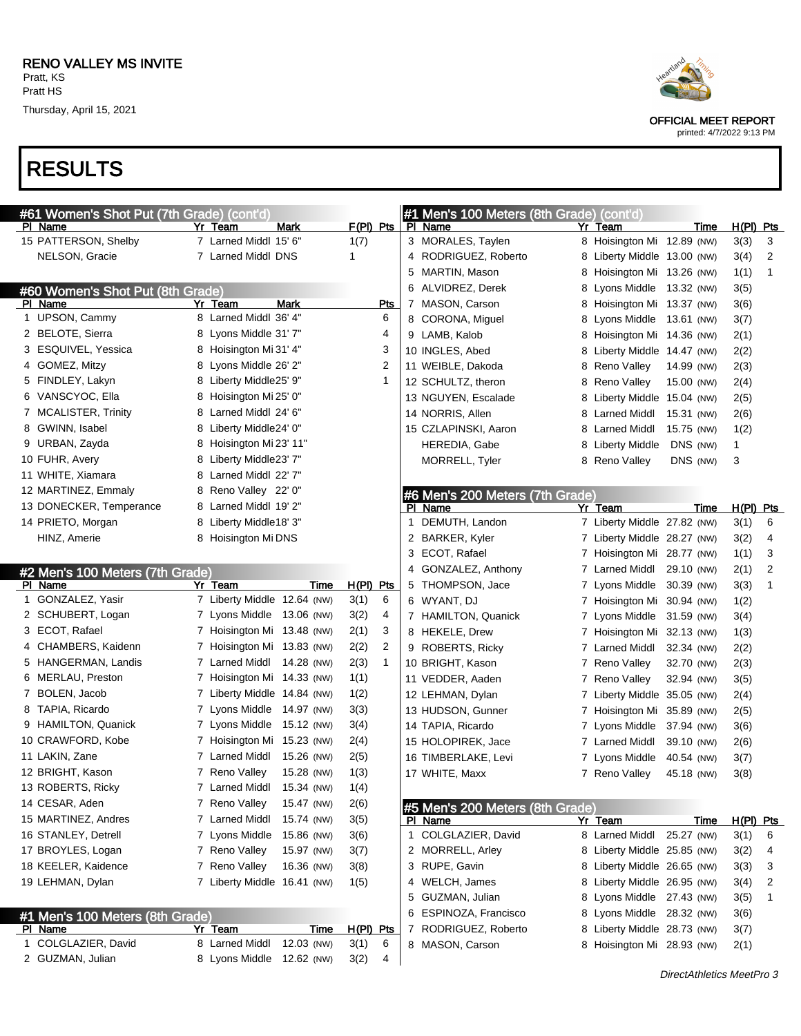## RESULTS

### #61 Women's Shot Put (7th Grade) (cont'd)

| Pl | Name | Yr | Team | Mark | F(Pl) | Pts |
|---|---|---|---|---|---|---|
| 15 | PATTERSON, Shelby | 7 | Larned Middl | 15' 6" | 1(7) | |
| | NELSON, Gracie | 7 | Larned Middl | DNS | 1 | |

### #60 Women's Shot Put (8th Grade)

| Pl | Name | Yr | Team | Mark | Pts |
|---|---|---|---|---|---|
| 1 | UPSON, Cammy | 8 | Larned Middl | 36' 4" | 6 |
| 2 | BELOTE, Sierra | 8 | Lyons Middle | 31' 7" | 4 |
| 3 | ESQUIVEL, Yessica | 8 | Hoisington Mi | 31' 4" | 3 |
| 4 | GOMEZ, Mitzy | 8 | Lyons Middle | 26' 2" | 2 |
| 5 | FINDLEY, Lakyn | 8 | Liberty Middle | 25' 9" | 1 |
| 6 | VANSCYOC, Ella | 8 | Hoisington Mi | 25' 0" | |
| 7 | MCALISTER, Trinity | 8 | Larned Middl | 24' 6" | |
| 8 | GWINN, Isabel | 8 | Liberty Middle | 24' 0" | |
| 9 | URBAN, Zayda | 8 | Hoisington Mi | 23' 11" | |
| 10 | FUHR, Avery | 8 | Liberty Middle | 23' 7" | |
| 11 | WHITE, Xiamara | 8 | Larned Middl | 22' 7" | |
| 12 | MARTINEZ, Emmaly | 8 | Reno Valley | 22' 0" | |
| 13 | DONECKER, Temperance | 8 | Larned Middl | 19' 2" | |
| 14 | PRIETO, Morgan | 8 | Liberty Middle | 18' 3" | |
| | HINZ, Amerie | 8 | Hoisington Mi | DNS | |

### #2 Men's 100 Meters (7th Grade)

| Pl | Name | Yr | Team | Time | H(Pl) | Pts |
|---|---|---|---|---|---|---|
| 1 | GONZALEZ, Yasir | 7 | Liberty Middle | 12.64 (NW) | 3(1) | 6 |
| 2 | SCHUBERT, Logan | 7 | Lyons Middle | 13.06 (NW) | 3(2) | 4 |
| 3 | ECOT, Rafael | 7 | Hoisington Mi | 13.48 (NW) | 2(1) | 3 |
| 4 | CHAMBERS, Kaidenn | 7 | Hoisington Mi | 13.83 (NW) | 2(2) | 2 |
| 5 | HANGERMAN, Landis | 7 | Larned Middl | 14.28 (NW) | 2(3) | 1 |
| 6 | MERLAU, Preston | 7 | Hoisington Mi | 14.33 (NW) | 1(1) | |
| 7 | BOLEN, Jacob | 7 | Liberty Middle | 14.84 (NW) | 1(2) | |
| 8 | TAPIA, Ricardo | 7 | Lyons Middle | 14.97 (NW) | 3(3) | |
| 9 | HAMILTON, Quanick | 7 | Lyons Middle | 15.12 (NW) | 3(4) | |
| 10 | CRAWFORD, Kobe | 7 | Hoisington Mi | 15.23 (NW) | 2(4) | |
| 11 | LAKIN, Zane | 7 | Larned Middl | 15.26 (NW) | 2(5) | |
| 12 | BRIGHT, Kason | 7 | Reno Valley | 15.28 (NW) | 1(3) | |
| 13 | ROBERTS, Ricky | 7 | Larned Middl | 15.34 (NW) | 1(4) | |
| 14 | CESAR, Aden | 7 | Reno Valley | 15.47 (NW) | 2(6) | |
| 15 | MARTINEZ, Andres | 7 | Larned Middl | 15.74 (NW) | 3(5) | |
| 16 | STANLEY, Detrell | 7 | Lyons Middle | 15.86 (NW) | 3(6) | |
| 17 | BROYLES, Logan | 7 | Reno Valley | 15.97 (NW) | 3(7) | |
| 18 | KEELER, Kaidence | 7 | Reno Valley | 16.36 (NW) | 3(8) | |
| 19 | LEHMAN, Dylan | 7 | Liberty Middle | 16.41 (NW) | 1(5) | |

### #1 Men's 100 Meters (8th Grade)

| Pl | Name | Yr | Team | Time | H(Pl) | Pts |
|---|---|---|---|---|---|---|
| 1 | COLGLAZIER, David | 8 | Larned Middl | 12.03 (NW) | 3(1) | 6 |
| 2 | GUZMAN, Julian | 8 | Lyons Middle | 12.62 (NW) | 3(2) | 4 |
| 3 | MORALES, Taylen | 8 | Hoisington Mi | 12.89 (NW) | 3(3) | 3 |
| 4 | RODRIGUEZ, Roberto | 8 | Liberty Middle | 13.00 (NW) | 3(4) | 2 |
| 5 | MARTIN, Mason | 8 | Hoisington Mi | 13.26 (NW) | 1(1) | 1 |
| 6 | ALVIDREZ, Derek | 8 | Lyons Middle | 13.32 (NW) | 3(5) | |
| 7 | MASON, Carson | 8 | Hoisington Mi | 13.37 (NW) | 3(6) | |
| 8 | CORONA, Miguel | 8 | Lyons Middle | 13.61 (NW) | 3(7) | |
| 9 | LAMB, Kalob | 8 | Hoisington Mi | 14.36 (NW) | 2(1) | |
| 10 | INGLES, Abed | 8 | Liberty Middle | 14.47 (NW) | 2(2) | |
| 11 | WEIBLE, Dakoda | 8 | Reno Valley | 14.99 (NW) | 2(3) | |
| 12 | SCHULTZ, theron | 8 | Reno Valley | 15.00 (NW) | 2(4) | |
| 13 | NGUYEN, Escalade | 8 | Liberty Middle | 15.04 (NW) | 2(5) | |
| 14 | NORRIS, Allen | 8 | Larned Middl | 15.31 (NW) | 2(6) | |
| 15 | CZLAPINSKI, Aaron | 8 | Larned Middl | 15.75 (NW) | 1(2) | |
| | HEREDIA, Gabe | 8 | Liberty Middle | DNS (NW) | 1 | |
| | MORRELL, Tyler | 8 | Reno Valley | DNS (NW) | 3 | |

### #6 Men's 200 Meters (7th Grade)

| Pl | Name | Yr | Team | Time | H(Pl) | Pts |
|---|---|---|---|---|---|---|
| 1 | DEMUTH, Landon | 7 | Liberty Middle | 27.82 (NW) | 3(1) | 6 |
| 2 | BARKER, Kyler | 7 | Liberty Middle | 28.27 (NW) | 3(2) | 4 |
| 3 | ECOT, Rafael | 7 | Hoisington Mi | 28.77 (NW) | 1(1) | 3 |
| 4 | GONZALEZ, Anthony | 7 | Larned Middl | 29.10 (NW) | 2(1) | 2 |
| 5 | THOMPSON, Jace | 7 | Lyons Middle | 30.39 (NW) | 3(3) | 1 |
| 6 | WYANT, DJ | 7 | Hoisington Mi | 30.94 (NW) | 1(2) | |
| 7 | HAMILTON, Quanick | 7 | Lyons Middle | 31.59 (NW) | 3(4) | |
| 8 | HEKELE, Drew | 7 | Hoisington Mi | 32.13 (NW) | 1(3) | |
| 9 | ROBERTS, Ricky | 7 | Larned Middl | 32.34 (NW) | 2(2) | |
| 10 | BRIGHT, Kason | 7 | Reno Valley | 32.70 (NW) | 2(3) | |
| 11 | VEDDER, Aaden | 7 | Reno Valley | 32.94 (NW) | 3(5) | |
| 12 | LEHMAN, Dylan | 7 | Liberty Middle | 35.05 (NW) | 2(4) | |
| 13 | HUDSON, Gunner | 7 | Hoisington Mi | 35.89 (NW) | 2(5) | |
| 14 | TAPIA, Ricardo | 7 | Lyons Middle | 37.94 (NW) | 3(6) | |
| 15 | HOLOPIREK, Jace | 7 | Larned Middl | 39.10 (NW) | 2(6) | |
| 16 | TIMBERLAKE, Levi | 7 | Lyons Middle | 40.54 (NW) | 3(7) | |
| 17 | WHITE, Maxx | 7 | Reno Valley | 45.18 (NW) | 3(8) | |

### #5 Men's 200 Meters (8th Grade)

| Pl | Name | Yr | Team | Time | H(Pl) | Pts |
|---|---|---|---|---|---|---|
| 1 | COLGLAZIER, David | 8 | Larned Middl | 25.27 (NW) | 3(1) | 6 |
| 2 | MORRELL, Arley | 8 | Liberty Middle | 25.85 (NW) | 3(2) | 4 |
| 3 | RUPE, Gavin | 8 | Liberty Middle | 26.65 (NW) | 3(3) | 3 |
| 4 | WELCH, James | 8 | Liberty Middle | 26.95 (NW) | 3(4) | 2 |
| 5 | GUZMAN, Julian | 8 | Lyons Middle | 27.43 (NW) | 3(5) | 1 |
| 6 | ESPINOZA, Francisco | 8 | Lyons Middle | 28.32 (NW) | 3(6) | |
| 7 | RODRIGUEZ, Roberto | 8 | Liberty Middle | 28.73 (NW) | 3(7) | |
| 8 | MASON, Carson | 8 | Hoisington Mi | 28.93 (NW) | 2(1) | |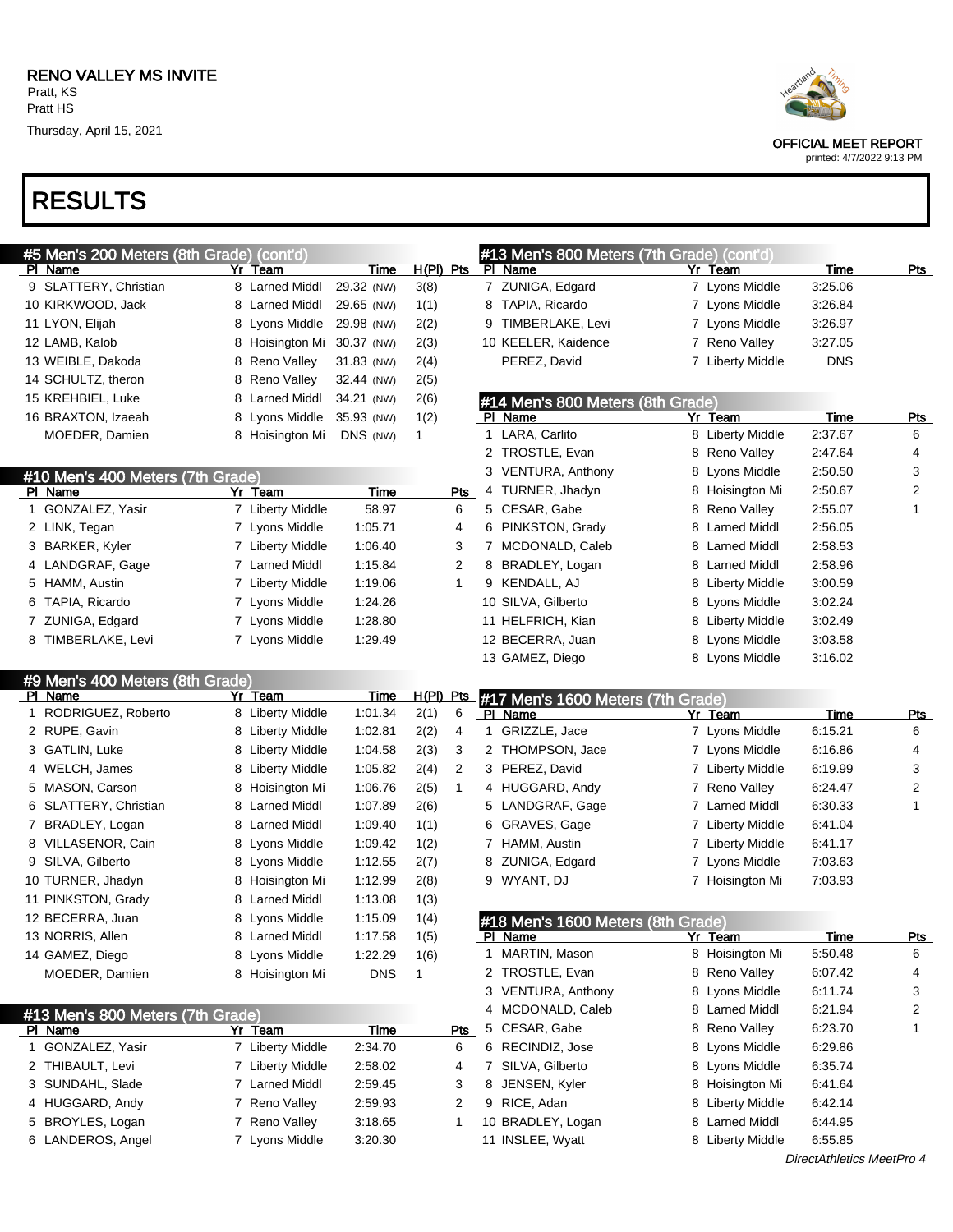RENO VALLEY MS INVITE
Pratt, KS
Pratt HS
Thursday, April 15, 2021

OFFICIAL MEET REPORT
printed: 4/7/2022 9:13 PM

# RESULTS

## #5 Men's 200 Meters (8th Grade) (cont'd)

| Pl | Name | Yr | Team | Time | H(Pl) | Pts |
|---|---|---|---|---|---|---|
| 9 | SLATTERY, Christian | 8 | Larned Middl | 29.32 (NW) | 3(8) | |
| 10 | KIRKWOOD, Jack | 8 | Larned Middl | 29.65 (NW) | 1(1) | |
| 11 | LYON, Elijah | 8 | Lyons Middle | 29.98 (NW) | 2(2) | |
| 12 | LAMB, Kalob | 8 | Hoisington Mi | 30.37 (NW) | 2(3) | |
| 13 | WEIBLE, Dakoda | 8 | Reno Valley | 31.83 (NW) | 2(4) | |
| 14 | SCHULTZ, theron | 8 | Reno Valley | 32.44 (NW) | 2(5) | |
| 15 | KREHBIEL, Luke | 8 | Larned Middl | 34.21 (NW) | 2(6) | |
| 16 | BRAXTON, Izaeah | 8 | Lyons Middle | 35.93 (NW) | 1(2) | |
| | MOEDER, Damien | 8 | Hoisington Mi | DNS (NW) | 1 | |

## #10 Men's 400 Meters (7th Grade)

| Pl | Name | Yr | Team | Time | Pts |
|---|---|---|---|---|---|
| 1 | GONZALEZ, Yasir | 7 | Liberty Middle | 58.97 | 6 |
| 2 | LINK, Tegan | 7 | Lyons Middle | 1:05.71 | 4 |
| 3 | BARKER, Kyler | 7 | Liberty Middle | 1:06.40 | 3 |
| 4 | LANDGRAF, Gage | 7 | Larned Middl | 1:15.84 | 2 |
| 5 | HAMM, Austin | 7 | Liberty Middle | 1:19.06 | 1 |
| 6 | TAPIA, Ricardo | 7 | Lyons Middle | 1:24.26 | |
| 7 | ZUNIGA, Edgard | 7 | Lyons Middle | 1:28.80 | |
| 8 | TIMBERLAKE, Levi | 7 | Lyons Middle | 1:29.49 | |

## #9 Men's 400 Meters (8th Grade)

| Pl | Name | Yr | Team | Time | H(Pl) | Pts |
|---|---|---|---|---|---|---|
| 1 | RODRIGUEZ, Roberto | 8 | Liberty Middle | 1:01.34 | 2(1) | 6 |
| 2 | RUPE, Gavin | 8 | Liberty Middle | 1:02.81 | 2(2) | 4 |
| 3 | GATLIN, Luke | 8 | Liberty Middle | 1:04.58 | 2(3) | 3 |
| 4 | WELCH, James | 8 | Liberty Middle | 1:05.82 | 2(4) | 2 |
| 5 | MASON, Carson | 8 | Hoisington Mi | 1:06.76 | 2(5) | 1 |
| 6 | SLATTERY, Christian | 8 | Larned Middl | 1:07.89 | 2(6) | |
| 7 | BRADLEY, Logan | 8 | Larned Middl | 1:09.40 | 1(1) | |
| 8 | VILLASENOR, Cain | 8 | Lyons Middle | 1:09.42 | 1(2) | |
| 9 | SILVA, Gilberto | 8 | Lyons Middle | 1:12.55 | 2(7) | |
| 10 | TURNER, Jhadyn | 8 | Hoisington Mi | 1:12.99 | 2(8) | |
| 11 | PINKSTON, Grady | 8 | Larned Middl | 1:13.08 | 1(3) | |
| 12 | BECERRA, Juan | 8 | Lyons Middle | 1:15.09 | 1(4) | |
| 13 | NORRIS, Allen | 8 | Larned Middl | 1:17.58 | 1(5) | |
| 14 | GAMEZ, Diego | 8 | Lyons Middle | 1:22.29 | 1(6) | |
| | MOEDER, Damien | 8 | Hoisington Mi | DNS | 1 | |

## #13 Men's 800 Meters (7th Grade)

| Pl | Name | Yr | Team | Time | Pts |
|---|---|---|---|---|---|
| 1 | GONZALEZ, Yasir | 7 | Liberty Middle | 2:34.70 | 6 |
| 2 | THIBAULT, Levi | 7 | Liberty Middle | 2:58.02 | 4 |
| 3 | SUNDAHL, Slade | 7 | Larned Middl | 2:59.45 | 3 |
| 4 | HUGGARD, Andy | 7 | Reno Valley | 2:59.93 | 2 |
| 5 | BROYLES, Logan | 7 | Reno Valley | 3:18.65 | 1 |
| 6 | LANDEROS, Angel | 7 | Lyons Middle | 3:20.30 | |
| 7 | ZUNIGA, Edgard | 7 | Lyons Middle | 3:25.06 | |
| 8 | TAPIA, Ricardo | 7 | Lyons Middle | 3:26.84 | |
| 9 | TIMBERLAKE, Levi | 7 | Lyons Middle | 3:26.97 | |
| 10 | KEELER, Kaidence | 7 | Reno Valley | 3:27.05 | |
| | PEREZ, David | 7 | Liberty Middle | DNS | |

## #14 Men's 800 Meters (8th Grade)

| Pl | Name | Yr | Team | Time | Pts |
|---|---|---|---|---|---|
| 1 | LARA, Carlito | 8 | Liberty Middle | 2:37.67 | 6 |
| 2 | TROSTLE, Evan | 8 | Reno Valley | 2:47.64 | 4 |
| 3 | VENTURA, Anthony | 8 | Lyons Middle | 2:50.50 | 3 |
| 4 | TURNER, Jhadyn | 8 | Hoisington Mi | 2:50.67 | 2 |
| 5 | CESAR, Gabe | 8 | Reno Valley | 2:55.07 | 1 |
| 6 | PINKSTON, Grady | 8 | Larned Middl | 2:56.05 | |
| 7 | MCDONALD, Caleb | 8 | Larned Middl | 2:58.53 | |
| 8 | BRADLEY, Logan | 8 | Larned Middl | 2:58.96 | |
| 9 | KENDALL, AJ | 8 | Liberty Middle | 3:00.59 | |
| 10 | SILVA, Gilberto | 8 | Lyons Middle | 3:02.24 | |
| 11 | HELFRICH, Kian | 8 | Liberty Middle | 3:02.49 | |
| 12 | BECERRA, Juan | 8 | Lyons Middle | 3:03.58 | |
| 13 | GAMEZ, Diego | 8 | Lyons Middle | 3:16.02 | |

## #17 Men's 1600 Meters (7th Grade)

| Pl | Name | Yr | Team | Time | Pts |
|---|---|---|---|---|---|
| 1 | GRIZZLE, Jace | 7 | Lyons Middle | 6:15.21 | 6 |
| 2 | THOMPSON, Jace | 7 | Lyons Middle | 6:16.86 | 4 |
| 3 | PEREZ, David | 7 | Liberty Middle | 6:19.99 | 3 |
| 4 | HUGGARD, Andy | 7 | Reno Valley | 6:24.47 | 2 |
| 5 | LANDGRAF, Gage | 7 | Larned Middl | 6:30.33 | 1 |
| 6 | GRAVES, Gage | 7 | Liberty Middle | 6:41.04 | |
| 7 | HAMM, Austin | 7 | Liberty Middle | 6:41.17 | |
| 8 | ZUNIGA, Edgard | 7 | Lyons Middle | 7:03.63 | |
| 9 | WYANT, DJ | 7 | Hoisington Mi | 7:03.93 | |

## #18 Men's 1600 Meters (8th Grade)

| Pl | Name | Yr | Team | Time | Pts |
|---|---|---|---|---|---|
| 1 | MARTIN, Mason | 8 | Hoisington Mi | 5:50.48 | 6 |
| 2 | TROSTLE, Evan | 8 | Reno Valley | 6:07.42 | 4 |
| 3 | VENTURA, Anthony | 8 | Lyons Middle | 6:11.74 | 3 |
| 4 | MCDONALD, Caleb | 8 | Larned Middl | 6:21.94 | 2 |
| 5 | CESAR, Gabe | 8 | Reno Valley | 6:23.70 | 1 |
| 6 | RECINDIZ, Jose | 8 | Lyons Middle | 6:29.86 | |
| 7 | SILVA, Gilberto | 8 | Lyons Middle | 6:35.74 | |
| 8 | JENSEN, Kyler | 8 | Hoisington Mi | 6:41.64 | |
| 9 | RICE, Adan | 8 | Liberty Middle | 6:42.14 | |
| 10 | BRADLEY, Logan | 8 | Larned Middl | 6:44.95 | |
| 11 | INSLEE, Wyatt | 8 | Liberty Middle | 6:55.85 | |

*DirectAthletics MeetPro 4*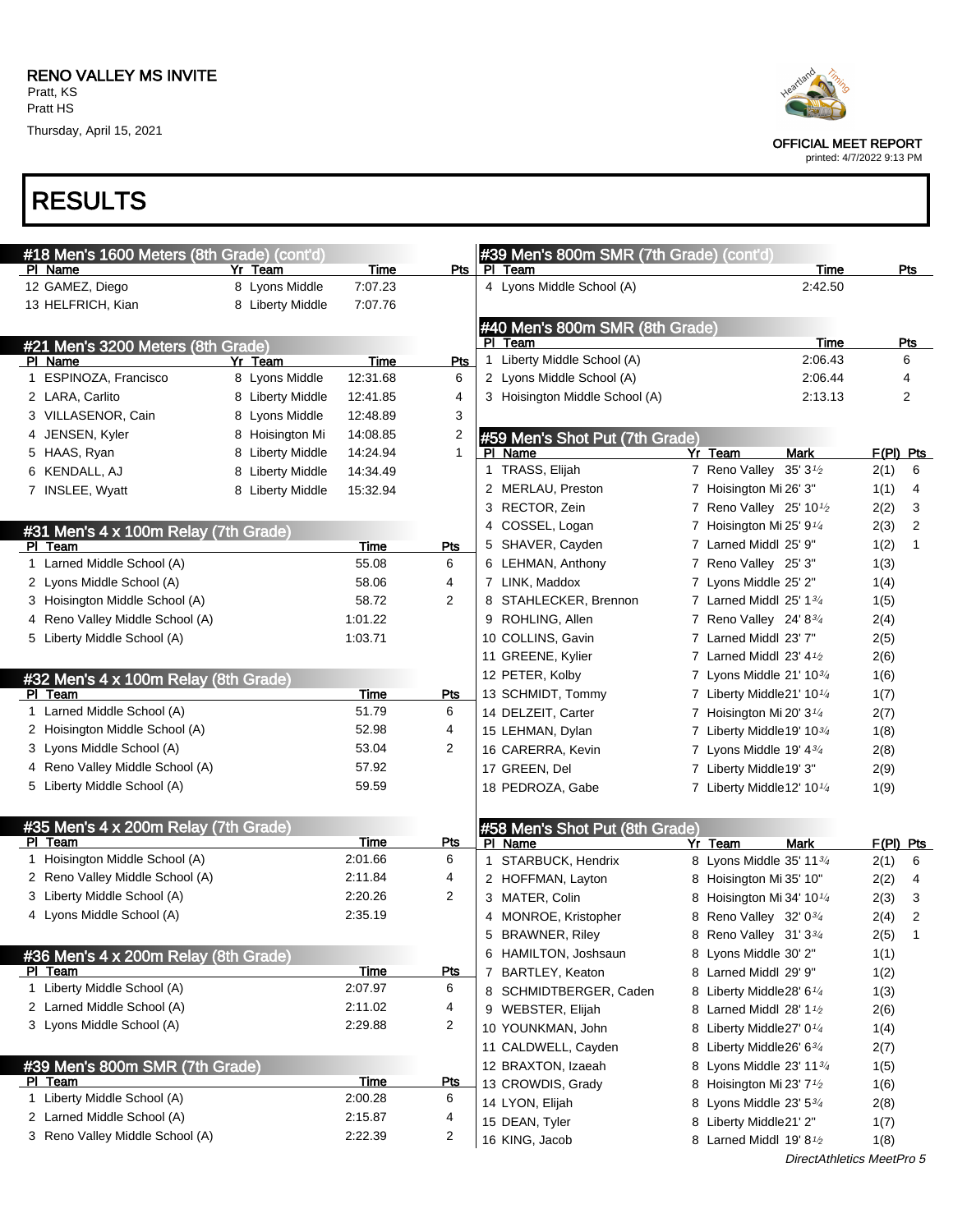RENO VALLEY MS INVITE
Pratt, KS
Pratt HS
Thursday, April 15, 2021

OFFICIAL MEET REPORT
printed: 4/7/2022 9:13 PM

# RESULTS

### #18 Men's 1600 Meters (8th Grade) (cont'd)

| Pl | Name | Yr | Team | Time | Pts |
|---|---|---|---|---|---|
| 12 | GAMEZ, Diego | 8 | Lyons Middle | 7:07.23 | |
| 13 | HELFRICH, Kian | 8 | Liberty Middle | 7:07.76 | |

### #21 Men's 3200 Meters (8th Grade)

| Pl | Name | Yr | Team | Time | Pts |
|---|---|---|---|---|---|
| 1 | ESPINOZA, Francisco | 8 | Lyons Middle | 12:31.68 | 6 |
| 2 | LARA, Carlito | 8 | Liberty Middle | 12:41.85 | 4 |
| 3 | VILLASENOR, Cain | 8 | Lyons Middle | 12:48.89 | 3 |
| 4 | JENSEN, Kyler | 8 | Hoisington Mi | 14:08.85 | 2 |
| 5 | HAAS, Ryan | 8 | Liberty Middle | 14:24.94 | 1 |
| 6 | KENDALL, AJ | 8 | Liberty Middle | 14:34.49 | |
| 7 | INSLEE, Wyatt | 8 | Liberty Middle | 15:32.94 | |

### #31 Men's 4 x 100m Relay (7th Grade)

| Pl | Team | Time | Pts |
|---|---|---|---|
| 1 | Larned Middle School (A) | 55.08 | 6 |
| 2 | Lyons Middle School (A) | 58.06 | 4 |
| 3 | Hoisington Middle School (A) | 58.72 | 2 |
| 4 | Reno Valley Middle School (A) | 1:01.22 | |
| 5 | Liberty Middle School (A) | 1:03.71 | |

### #32 Men's 4 x 100m Relay (8th Grade)

| Pl | Team | Time | Pts |
|---|---|---|---|
| 1 | Larned Middle School (A) | 51.79 | 6 |
| 2 | Hoisington Middle School (A) | 52.98 | 4 |
| 3 | Lyons Middle School (A) | 53.04 | 2 |
| 4 | Reno Valley Middle School (A) | 57.92 | |
| 5 | Liberty Middle School (A) | 59.59 | |

### #35 Men's 4 x 200m Relay (7th Grade)

| Pl | Team | Time | Pts |
|---|---|---|---|
| 1 | Hoisington Middle School (A) | 2:01.66 | 6 |
| 2 | Reno Valley Middle School (A) | 2:11.84 | 4 |
| 3 | Liberty Middle School (A) | 2:20.26 | 2 |
| 4 | Lyons Middle School (A) | 2:35.19 | |

### #36 Men's 4 x 200m Relay (8th Grade)

| Pl | Team | Time | Pts |
|---|---|---|---|
| 1 | Liberty Middle School (A) | 2:07.97 | 6 |
| 2 | Larned Middle School (A) | 2:11.02 | 4 |
| 3 | Lyons Middle School (A) | 2:29.88 | 2 |

### #39 Men's 800m SMR (7th Grade)

| Pl | Team | Time | Pts |
|---|---|---|---|
| 1 | Liberty Middle School (A) | 2:00.28 | 6 |
| 2 | Larned Middle School (A) | 2:15.87 | 4 |
| 3 | Reno Valley Middle School (A) | 2:22.39 | 2 |
| 4 | Lyons Middle School (A) | 2:42.50 | |

### #40 Men's 800m SMR (8th Grade)

| Pl | Team | Time | Pts |
|---|---|---|---|
| 1 | Liberty Middle School (A) | 2:06.43 | 6 |
| 2 | Lyons Middle School (A) | 2:06.44 | 4 |
| 3 | Hoisington Middle School (A) | 2:13.13 | 2 |

### #59 Men's Shot Put (7th Grade)

| Pl | Name | Yr | Team | Mark | F(Pl) | Pts |
|---|---|---|---|---|---|---|
| 1 | TRASS, Elijah | 7 | Reno Valley | 35' 3½ | 2(1) | 6 |
| 2 | MERLAU, Preston | 7 | Hoisington Mi | 26' 3" | 1(1) | 4 |
| 3 | RECTOR, Zein | 7 | Reno Valley | 25' 10½ | 2(2) | 3 |
| 4 | COSSEL, Logan | 7 | Hoisington Mi | 25' 9¼ | 2(3) | 2 |
| 5 | SHAVER, Cayden | 7 | Larned Middl | 25' 9" | 1(2) | 1 |
| 6 | LEHMAN, Anthony | 7 | Reno Valley | 25' 3" | 1(3) | |
| 7 | LINK, Maddox | 7 | Lyons Middle | 25' 2" | 1(4) | |
| 8 | STAHLECKER, Brennon | 7 | Larned Middl | 25' 1¾ | 1(5) | |
| 9 | ROHLING, Allen | 7 | Reno Valley | 24' 8¾ | 2(4) | |
| 10 | COLLINS, Gavin | 7 | Larned Middl | 23' 7" | 2(5) | |
| 11 | GREENE, Kylier | 7 | Larned Middl | 23' 4½ | 2(6) | |
| 12 | PETER, Kolby | 7 | Lyons Middle | 21' 10¾ | 1(6) | |
| 13 | SCHMIDT, Tommy | 7 | Liberty Middle | 21' 10¼ | 1(7) | |
| 14 | DELZEIT, Carter | 7 | Hoisington Mi | 20' 3¼ | 2(7) | |
| 15 | LEHMAN, Dylan | 7 | Liberty Middle | 19' 10¾ | 1(8) | |
| 16 | CARERRA, Kevin | 7 | Lyons Middle | 19' 4¾ | 2(8) | |
| 17 | GREEN, Del | 7 | Liberty Middle | 19' 3" | 2(9) | |
| 18 | PEDROZA, Gabe | 7 | Liberty Middle | 12' 10¼ | 1(9) | |

### #58 Men's Shot Put (8th Grade)

| Pl | Name | Yr | Team | Mark | F(Pl) | Pts |
|---|---|---|---|---|---|---|
| 1 | STARBUCK, Hendrix | 8 | Lyons Middle | 35' 11¾ | 2(1) | 6 |
| 2 | HOFFMAN, Layton | 8 | Hoisington Mi | 35' 10" | 2(2) | 4 |
| 3 | MATER, Colin | 8 | Hoisington Mi | 34' 10¼ | 2(3) | 3 |
| 4 | MONROE, Kristopher | 8 | Reno Valley | 32' 0¾ | 2(4) | 2 |
| 5 | BRAWNER, Riley | 8 | Reno Valley | 31' 3¾ | 2(5) | 1 |
| 6 | HAMILTON, Joshsaun | 8 | Lyons Middle | 30' 2" | 1(1) | |
| 7 | BARTLEY, Keaton | 8 | Larned Middl | 29' 9" | 1(2) | |
| 8 | SCHMIDTBERGER, Caden | 8 | Liberty Middle | 28' 6¼ | 1(3) | |
| 9 | WEBSTER, Elijah | 8 | Larned Middl | 28' 1½ | 2(6) | |
| 10 | YOUNKMAN, John | 8 | Liberty Middle | 27' 0¼ | 1(4) | |
| 11 | CALDWELL, Cayden | 8 | Liberty Middle | 26' 6¾ | 2(7) | |
| 12 | BRAXTON, Izaeah | 8 | Lyons Middle | 23' 11¾ | 1(5) | |
| 13 | CROWDIS, Grady | 8 | Hoisington Mi | 23' 7½ | 1(6) | |
| 14 | LYON, Elijah | 8 | Lyons Middle | 23' 5¾ | 2(8) | |
| 15 | DEAN, Tyler | 8 | Liberty Middle | 21' 2" | 1(7) | |
| 16 | KING, Jacob | 8 | Larned Middl | 19' 8½ | 1(8) | |

*DirectAthletics MeetPro 5*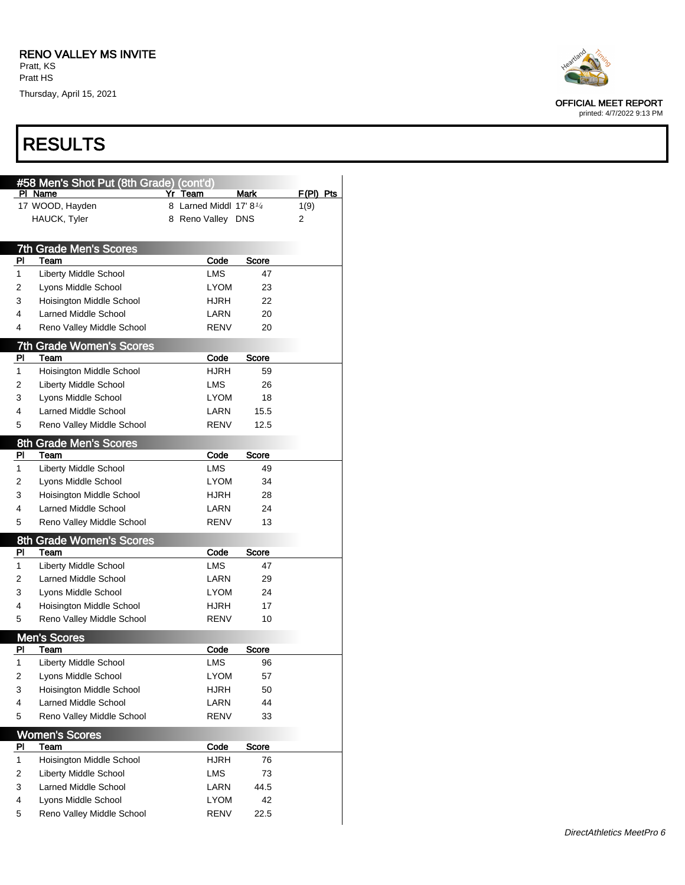RENO VALLEY MS INVITE
Pratt, KS
Pratt HS
Thursday, April 15, 2021

OFFICIAL MEET REPORT
printed: 4/7/2022 9:13 PM

# RESULTS

## #58 Men's Shot Put (8th Grade) (cont'd)

| Pl | Name | Yr | Team | Mark | F(Pl) | Pts |
|---|---|---|---|---|---|---|
| 17 | WOOD, Hayden | 8 | Larned Middl | 17' 8¼ | 1(9) | |
| | HAUCK, Tyler | 8 | Reno Valley | DNS | 2 | |

## 7th Grade Men's Scores

| Pl | Team | Code | Score |
|---|---|---|---|
| 1 | Liberty Middle School | LMS | 47 |
| 2 | Lyons Middle School | LYOM | 23 |
| 3 | Hoisington Middle School | HJRH | 22 |
| 4 | Larned Middle School | LARN | 20 |
| 4 | Reno Valley Middle School | RENV | 20 |

## 7th Grade Women's Scores

| Pl | Team | Code | Score |
|---|---|---|---|
| 1 | Hoisington Middle School | HJRH | 59 |
| 2 | Liberty Middle School | LMS | 26 |
| 3 | Lyons Middle School | LYOM | 18 |
| 4 | Larned Middle School | LARN | 15.5 |
| 5 | Reno Valley Middle School | RENV | 12.5 |

## 8th Grade Men's Scores

| Pl | Team | Code | Score |
|---|---|---|---|
| 1 | Liberty Middle School | LMS | 49 |
| 2 | Lyons Middle School | LYOM | 34 |
| 3 | Hoisington Middle School | HJRH | 28 |
| 4 | Larned Middle School | LARN | 24 |
| 5 | Reno Valley Middle School | RENV | 13 |

## 8th Grade Women's Scores

| Pl | Team | Code | Score |
|---|---|---|---|
| 1 | Liberty Middle School | LMS | 47 |
| 2 | Larned Middle School | LARN | 29 |
| 3 | Lyons Middle School | LYOM | 24 |
| 4 | Hoisington Middle School | HJRH | 17 |
| 5 | Reno Valley Middle School | RENV | 10 |

## Men's Scores

| Pl | Team | Code | Score |
|---|---|---|---|
| 1 | Liberty Middle School | LMS | 96 |
| 2 | Lyons Middle School | LYOM | 57 |
| 3 | Hoisington Middle School | HJRH | 50 |
| 4 | Larned Middle School | LARN | 44 |
| 5 | Reno Valley Middle School | RENV | 33 |

## Women's Scores

| Pl | Team | Code | Score |
|---|---|---|---|
| 1 | Hoisington Middle School | HJRH | 76 |
| 2 | Liberty Middle School | LMS | 73 |
| 3 | Larned Middle School | LARN | 44.5 |
| 4 | Lyons Middle School | LYOM | 42 |
| 5 | Reno Valley Middle School | RENV | 22.5 |

*DirectAthletics MeetPro 6*